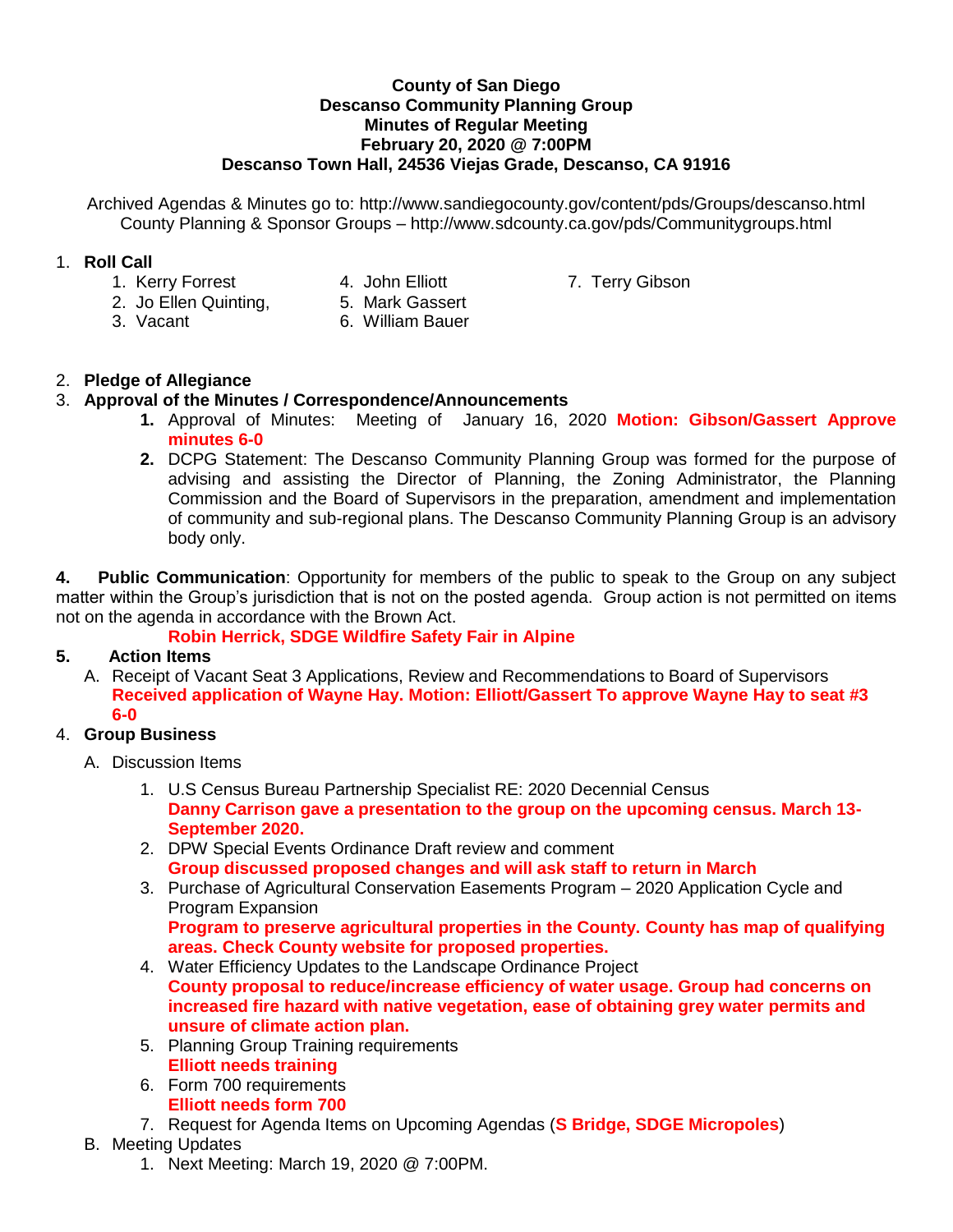**County of San Diego**
**Descanso Community Planning Group**
**Minutes of Regular Meeting**
**February 20, 2020 @ 7:00PM**
**Descanso Town Hall, 24536 Viejas Grade, Descanso, CA 91916**

Archived Agendas & Minutes go to: http://www.sandiegocounty.gov/content/pds/Groups/descanso.html
County Planning & Sponsor Groups – http://www.sdcounty.ca.gov/pds/Communitygroups.html

1. **Roll Call**
   1. Kerry Forrest
   2. Jo Ellen Quinting,
   3. Vacant
   4. John Elliott
   5. Mark Gassert
   6. William Bauer
   7. Terry Gibson

2. **Pledge of Allegiance**
3. **Approval of the Minutes / Correspondence/Announcements**
   1. Approval of Minutes: Meeting of January 16, 2020 **Motion: Gibson/Gassert Approve minutes 6-0**
   2. DCPG Statement: The Descanso Community Planning Group was formed for the purpose of advising and assisting the Director of Planning, the Zoning Administrator, the Planning Commission and the Board of Supervisors in the preparation, amendment and implementation of community and sub-regional plans. The Descanso Community Planning Group is an advisory body only.

**4. Public Communication**: Opportunity for members of the public to speak to the Group on any subject matter within the Group's jurisdiction that is not on the posted agenda. Group action is not permitted on items not on the agenda in accordance with the Brown Act.

**Robin Herrick, SDGE Wildfire Safety Fair in Alpine**

**5. Action Items**

A. Receipt of Vacant Seat 3 Applications, Review and Recommendations to Board of Supervisors
**Received application of Wayne Hay. Motion: Elliott/Gassert To approve Wayne Hay to seat #3 6-0**

4. **Group Business**

   A. Discussion Items
   1. U.S Census Bureau Partnership Specialist RE: 2020 Decennial Census
      **Danny Carrison gave a presentation to the group on the upcoming census. March 13-September 2020.**
   2. DPW Special Events Ordinance Draft review and comment
      **Group discussed proposed changes and will ask staff to return in March**
   3. Purchase of Agricultural Conservation Easements Program – 2020 Application Cycle and Program Expansion
      **Program to preserve agricultural properties in the County. County has map of qualifying areas. Check County website for proposed properties.**
   4. Water Efficiency Updates to the Landscape Ordinance Project
      **County proposal to reduce/increase efficiency of water usage. Group had concerns on increased fire hazard with native vegetation, ease of obtaining grey water permits and unsure of climate action plan.**
   5. Planning Group Training requirements
      **Elliott needs training**
   6. Form 700 requirements
      **Elliott needs form 700**
   7. Request for Agenda Items on Upcoming Agendas (**S Bridge, SDGE Micropoles**)

   B. Meeting Updates
   1. Next Meeting: March 19, 2020 @ 7:00PM.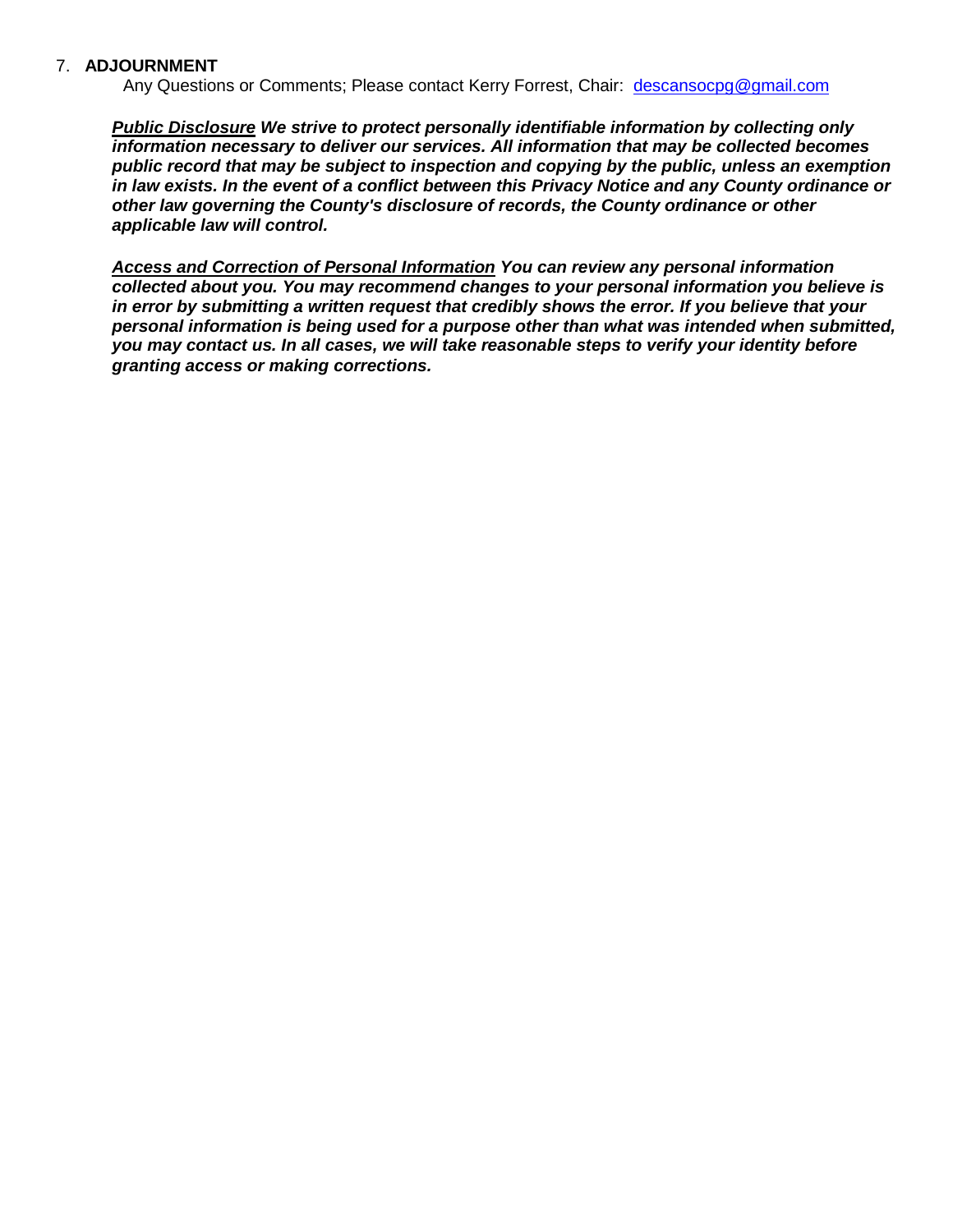7. **ADJOURNMENT**

Any Questions or Comments; Please contact Kerry Forrest, Chair: descansocpg@gmail.com

***Public Disclosure** We strive to protect personally identifiable information by collecting only information necessary to deliver our services. All information that may be collected becomes public record that may be subject to inspection and copying by the public, unless an exemption in law exists. In the event of a conflict between this Privacy Notice and any County ordinance or other law governing the County's disclosure of records, the County ordinance or other applicable law will control.*

***Access and Correction of Personal Information** You can review any personal information collected about you. You may recommend changes to your personal information you believe is in error by submitting a written request that credibly shows the error. If you believe that your personal information is being used for a purpose other than what was intended when submitted, you may contact us. In all cases, we will take reasonable steps to verify your identity before granting access or making corrections.*